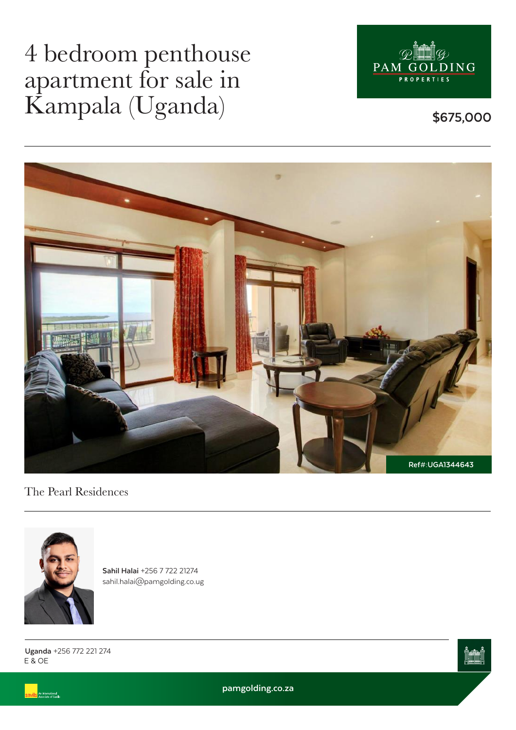# 4 bedroom penthouse apartment for sale in Kampala (Uganda)

PAM GOLDING PROPERTIES

**$675,000**

Ref#:UGA1344643

The Pearl Residences

**Sahil Halai** +256 7 722 21274
sahil.halai@pamgolding.co.ug

**Uganda** +256 772 221 274
E & OE

savills An International Associate of Savills

pamgolding.co.za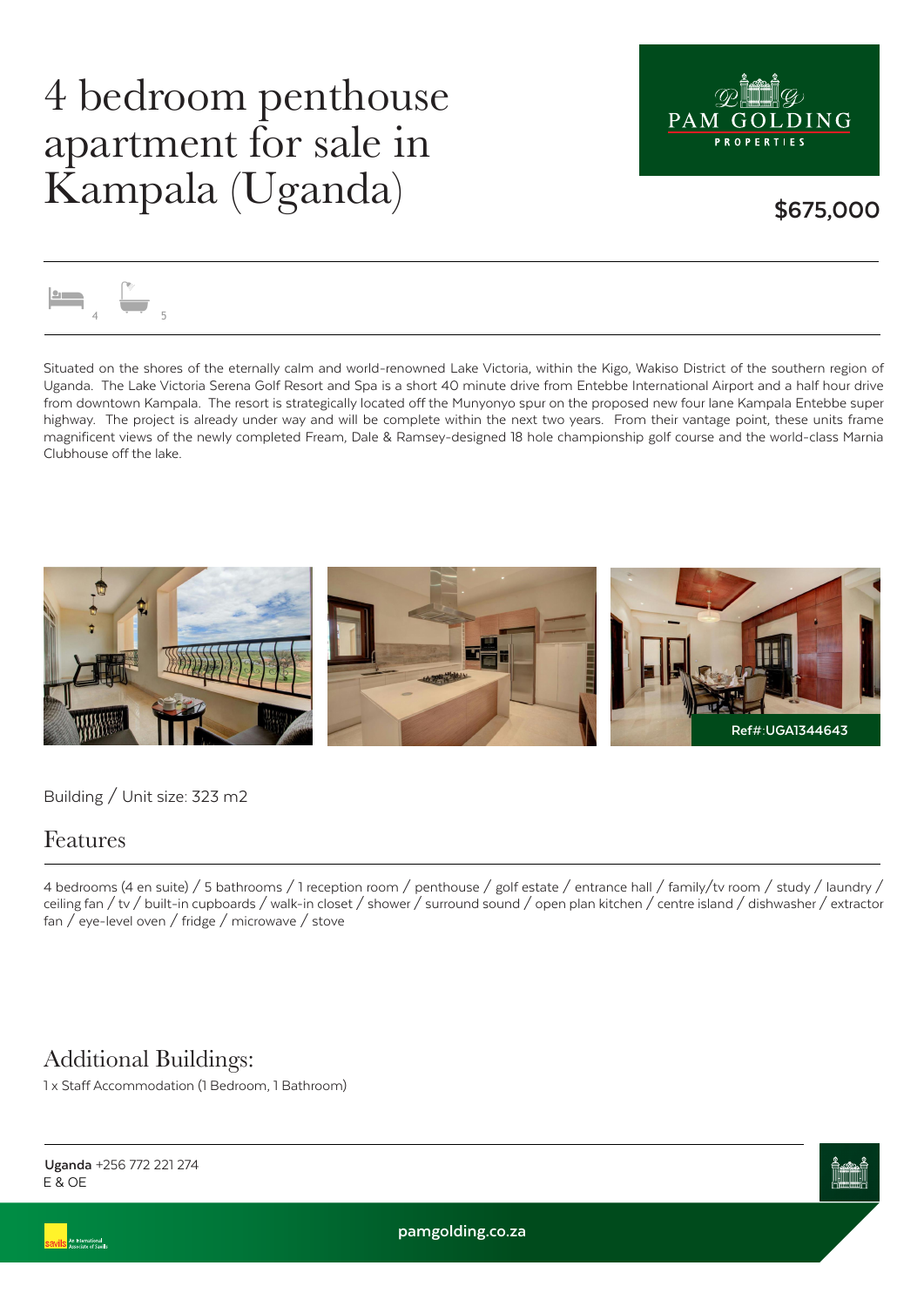# 4 bedroom penthouse apartment for sale in Kampala (Uganda)

PAM GOLDING PROPERTIES

**$675,000**

4 5

Situated on the shores of the eternally calm and world-renowned Lake Victoria, within the Kigo, Wakiso District of the southern region of Uganda. The Lake Victoria Serena Golf Resort and Spa is a short 40 minute drive from Entebbe International Airport and a half hour drive from downtown Kampala. The resort is strategically located off the Munyonyo spur on the proposed new four lane Kampala Entebbe super highway. The project is already under way and will be complete within the next two years. From their vantage point, these units frame magnificent views of the newly completed Fream, Dale & Ramsey-designed 18 hole championship golf course and the world-class Marnia Clubhouse off the lake.

Ref#:UGA1344643

Building / Unit size: 323 m2

## Features

4 bedrooms (4 en suite) / 5 bathrooms / 1 reception room / penthouse / golf estate / entrance hall / family/tv room / study / laundry / ceiling fan / tv / built-in cupboards / walk-in closet / shower / surround sound / open plan kitchen / centre island / dishwasher / extractor fan / eye-level oven / fridge / microwave / stove

## Additional Buildings:

1 x Staff Accommodation (1 Bedroom, 1 Bathroom)

**Uganda** +256 772 221 274
E & OE

pamgolding.co.za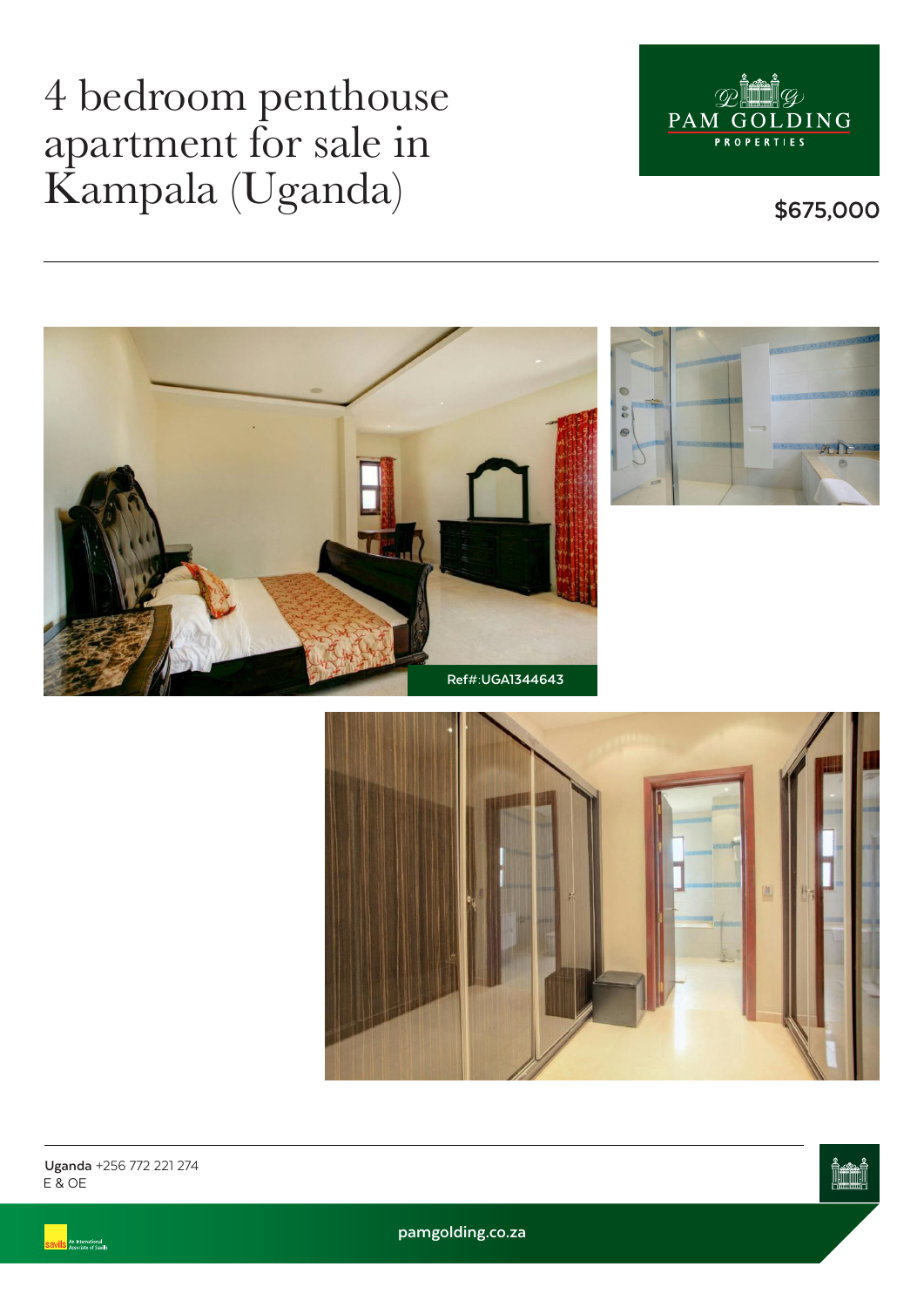# 4 bedroom penthouse apartment for sale in Kampala (Uganda)

PAM GOLDING PROPERTIES

$675,000

Ref#:UGA1344643

**Uganda** +256 772 221 274
E & OE

pamgolding.co.za